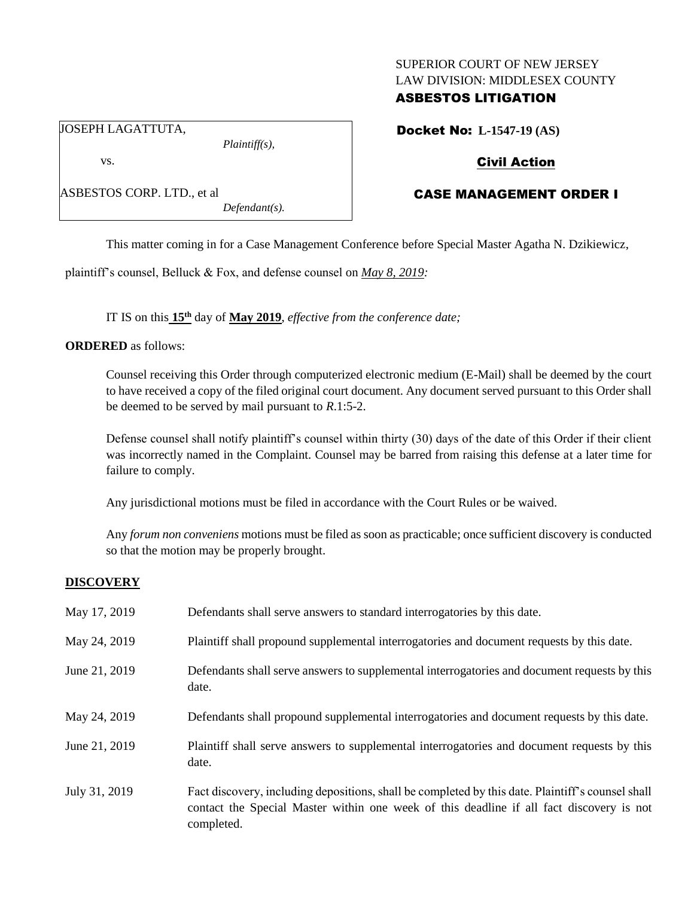SUPERIOR COURT OF NEW JERSEY
LAW DIVISION: MIDDLESEX COUNTY
**ASBESTOS LITIGATION**

JOSEPH LAGATTUTA,
*Plaintiff(s),*

vs.

ASBESTOS CORP. LTD., et al
*Defendant(s).*

**Docket No: L-1547-19 (AS)**

**Civil Action**

**CASE MANAGEMENT ORDER I**

This matter coming in for a Case Management Conference before Special Master Agatha N. Dzikiewicz, plaintiff's counsel, Belluck & Fox, and defense counsel on *May 8, 2019:*

IT IS on this **15th** day of **May 2019**, *effective from the conference date;*

**ORDERED** as follows:

Counsel receiving this Order through computerized electronic medium (E-Mail) shall be deemed by the court to have received a copy of the filed original court document. Any document served pursuant to this Order shall be deemed to be served by mail pursuant to *R*.1:5-2.

Defense counsel shall notify plaintiff's counsel within thirty (30) days of the date of this Order if their client was incorrectly named in the Complaint. Counsel may be barred from raising this defense at a later time for failure to comply.

Any jurisdictional motions must be filed in accordance with the Court Rules or be waived.

Any *forum non conveniens* motions must be filed as soon as practicable; once sufficient discovery is conducted so that the motion may be properly brought.

## DISCOVERY

| | |
|---|---|
| May 17, 2019 | Defendants shall serve answers to standard interrogatories by this date. |
| May 24, 2019 | Plaintiff shall propound supplemental interrogatories and document requests by this date. |
| June 21, 2019 | Defendants shall serve answers to supplemental interrogatories and document requests by this date. |
| May 24, 2019 | Defendants shall propound supplemental interrogatories and document requests by this date. |
| June 21, 2019 | Plaintiff shall serve answers to supplemental interrogatories and document requests by this date. |
| July 31, 2019 | Fact discovery, including depositions, shall be completed by this date. Plaintiff's counsel shall contact the Special Master within one week of this deadline if all fact discovery is not completed. |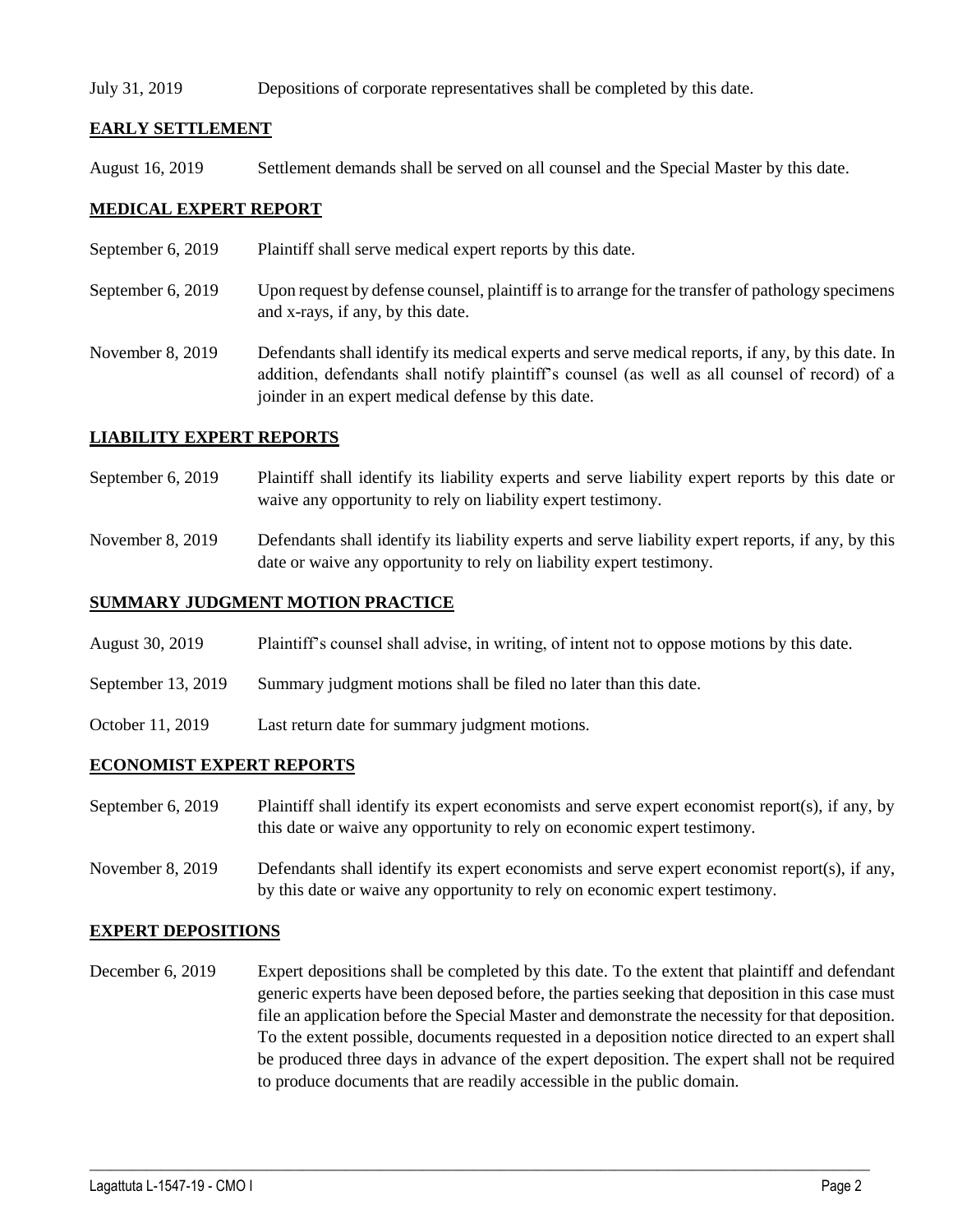July 31, 2019 Depositions of corporate representatives shall be completed by this date.

## EARLY SETTLEMENT

August 16, 2019 Settlement demands shall be served on all counsel and the Special Master by this date.

## MEDICAL EXPERT REPORT

September 6, 2019 Plaintiff shall serve medical expert reports by this date.

September 6, 2019 Upon request by defense counsel, plaintiff is to arrange for the transfer of pathology specimens and x-rays, if any, by this date.

November 8, 2019 Defendants shall identify its medical experts and serve medical reports, if any, by this date. In addition, defendants shall notify plaintiff's counsel (as well as all counsel of record) of a joinder in an expert medical defense by this date.

## LIABILITY EXPERT REPORTS

September 6, 2019 Plaintiff shall identify its liability experts and serve liability expert reports by this date or waive any opportunity to rely on liability expert testimony.

November 8, 2019 Defendants shall identify its liability experts and serve liability expert reports, if any, by this date or waive any opportunity to rely on liability expert testimony.

## SUMMARY JUDGMENT MOTION PRACTICE

August 30, 2019 Plaintiff's counsel shall advise, in writing, of intent not to oppose motions by this date.

September 13, 2019 Summary judgment motions shall be filed no later than this date.

October 11, 2019 Last return date for summary judgment motions.

## ECONOMIST EXPERT REPORTS

September 6, 2019 Plaintiff shall identify its expert economists and serve expert economist report(s), if any, by this date or waive any opportunity to rely on economic expert testimony.

November 8, 2019 Defendants shall identify its expert economists and serve expert economist report(s), if any, by this date or waive any opportunity to rely on economic expert testimony.

## EXPERT DEPOSITIONS

December 6, 2019 Expert depositions shall be completed by this date. To the extent that plaintiff and defendant generic experts have been deposed before, the parties seeking that deposition in this case must file an application before the Special Master and demonstrate the necessity for that deposition. To the extent possible, documents requested in a deposition notice directed to an expert shall be produced three days in advance of the expert deposition. The expert shall not be required to produce documents that are readily accessible in the public domain.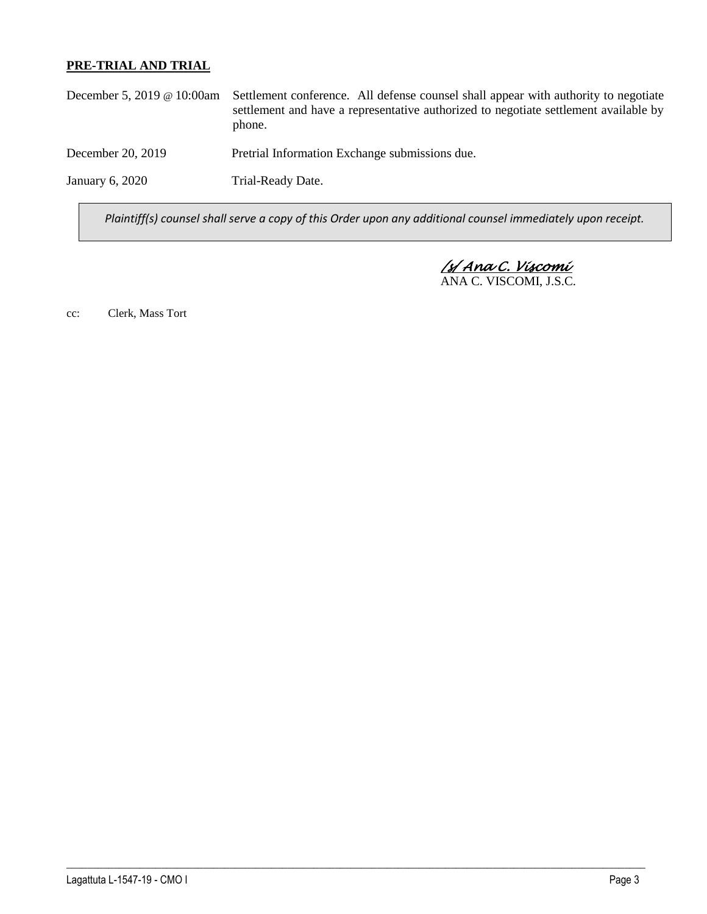**PRE-TRIAL AND TRIAL**

| | |
|---|---|
| December 5, 2019 @ 10:00am | Settlement conference. All defense counsel shall appear with authority to negotiate settlement and have a representative authorized to negotiate settlement available by phone. |
| December 20, 2019 | Pretrial Information Exchange submissions due. |
| January 6, 2020 | Trial-Ready Date. |

*Plaintiff(s) counsel shall serve a copy of this Order upon any additional counsel immediately upon receipt.*

/s/ Ana C. Viscomi
ANA C. VISCOMI, J.S.C.

cc: Clerk, Mass Tort